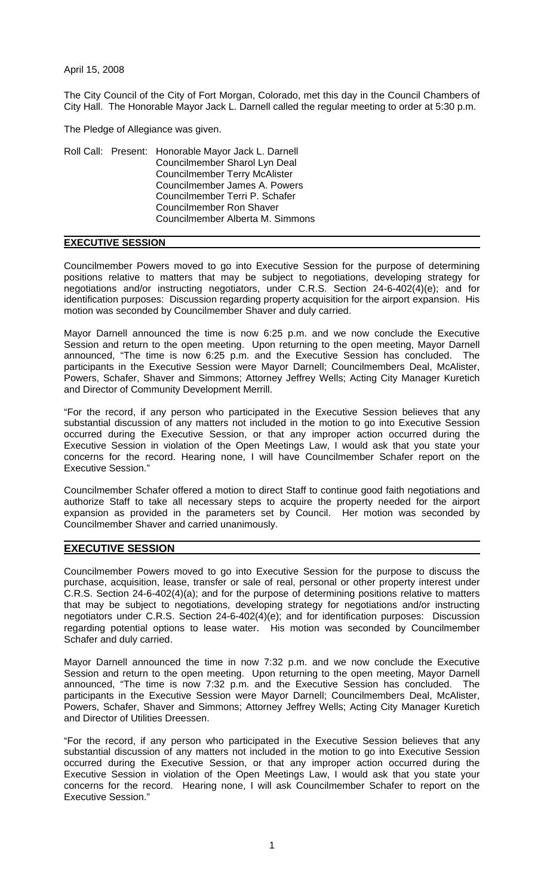April 15, 2008

The City Council of the City of Fort Morgan, Colorado, met this day in the Council Chambers of City Hall. The Honorable Mayor Jack L. Darnell called the regular meeting to order at 5:30 p.m.

The Pledge of Allegiance was given.

Roll Call: Present: Honorable Mayor Jack L. Darnell
Councilmember Sharol Lyn Deal
Councilmember Terry McAlister
Councilmember James A. Powers
Councilmember Terri P. Schafer
Councilmember Ron Shaver
Councilmember Alberta M. Simmons

## EXECUTIVE SESSION

Councilmember Powers moved to go into Executive Session for the purpose of determining positions relative to matters that may be subject to negotiations, developing strategy for negotiations and/or instructing negotiators, under C.R.S. Section 24-6-402(4)(e); and for identification purposes: Discussion regarding property acquisition for the airport expansion. His motion was seconded by Councilmember Shaver and duly carried.

Mayor Darnell announced the time is now 6:25 p.m. and we now conclude the Executive Session and return to the open meeting. Upon returning to the open meeting, Mayor Darnell announced, "The time is now 6:25 p.m. and the Executive Session has concluded. The participants in the Executive Session were Mayor Darnell; Councilmembers Deal, McAlister, Powers, Schafer, Shaver and Simmons; Attorney Jeffrey Wells; Acting City Manager Kuretich and Director of Community Development Merrill.

"For the record, if any person who participated in the Executive Session believes that any substantial discussion of any matters not included in the motion to go into Executive Session occurred during the Executive Session, or that any improper action occurred during the Executive Session in violation of the Open Meetings Law, I would ask that you state your concerns for the record. Hearing none, I will have Councilmember Schafer report on the Executive Session."

Councilmember Schafer offered a motion to direct Staff to continue good faith negotiations and authorize Staff to take all necessary steps to acquire the property needed for the airport expansion as provided in the parameters set by Council. Her motion was seconded by Councilmember Shaver and carried unanimously.

## EXECUTIVE SESSION

Councilmember Powers moved to go into Executive Session for the purpose to discuss the purchase, acquisition, lease, transfer or sale of real, personal or other property interest under C.R.S. Section 24-6-402(4)(a); and for the purpose of determining positions relative to matters that may be subject to negotiations, developing strategy for negotiations and/or instructing negotiators under C.R.S. Section 24-6-402(4)(e); and for identification purposes: Discussion regarding potential options to lease water. His motion was seconded by Councilmember Schafer and duly carried.

Mayor Darnell announced the time in now 7:32 p.m. and we now conclude the Executive Session and return to the open meeting. Upon returning to the open meeting, Mayor Darnell announced, "The time is now 7:32 p.m. and the Executive Session has concluded. The participants in the Executive Session were Mayor Darnell; Councilmembers Deal, McAlister, Powers, Schafer, Shaver and Simmons; Attorney Jeffrey Wells; Acting City Manager Kuretich and Director of Utilities Dreessen.

"For the record, if any person who participated in the Executive Session believes that any substantial discussion of any matters not included in the motion to go into Executive Session occurred during the Executive Session, or that any improper action occurred during the Executive Session in violation of the Open Meetings Law, I would ask that you state your concerns for the record. Hearing none, I will ask Councilmember Schafer to report on the Executive Session."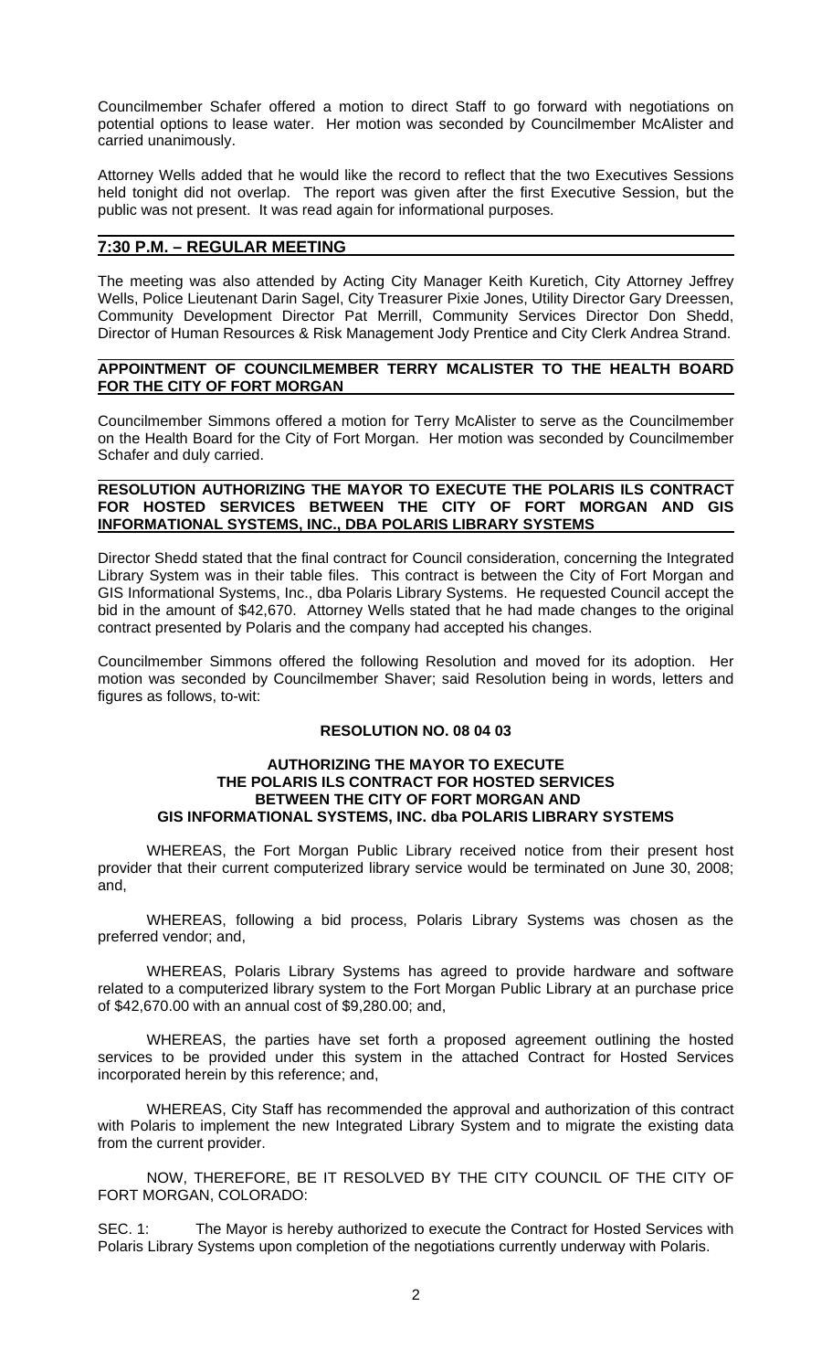Councilmember Schafer offered a motion to direct Staff to go forward with negotiations on potential options to lease water. Her motion was seconded by Councilmember McAlister and carried unanimously.

Attorney Wells added that he would like the record to reflect that the two Executives Sessions held tonight did not overlap. The report was given after the first Executive Session, but the public was not present. It was read again for informational purposes.

## 7:30 P.M. – REGULAR MEETING

The meeting was also attended by Acting City Manager Keith Kuretich, City Attorney Jeffrey Wells, Police Lieutenant Darin Sagel, City Treasurer Pixie Jones, Utility Director Gary Dreessen, Community Development Director Pat Merrill, Community Services Director Don Shedd, Director of Human Resources & Risk Management Jody Prentice and City Clerk Andrea Strand.

## APPOINTMENT OF COUNCILMEMBER TERRY MCALISTER TO THE HEALTH BOARD FOR THE CITY OF FORT MORGAN

Councilmember Simmons offered a motion for Terry McAlister to serve as the Councilmember on the Health Board for the City of Fort Morgan. Her motion was seconded by Councilmember Schafer and duly carried.

## RESOLUTION AUTHORIZING THE MAYOR TO EXECUTE THE POLARIS ILS CONTRACT FOR HOSTED SERVICES BETWEEN THE CITY OF FORT MORGAN AND GIS INFORMATIONAL SYSTEMS, INC., DBA POLARIS LIBRARY SYSTEMS

Director Shedd stated that the final contract for Council consideration, concerning the Integrated Library System was in their table files. This contract is between the City of Fort Morgan and GIS Informational Systems, Inc., dba Polaris Library Systems. He requested Council accept the bid in the amount of $42,670. Attorney Wells stated that he had made changes to the original contract presented by Polaris and the company had accepted his changes.

Councilmember Simmons offered the following Resolution and moved for its adoption. Her motion was seconded by Councilmember Shaver; said Resolution being in words, letters and figures as follows, to-wit:

**RESOLUTION NO. 08 04 03**

**AUTHORIZING THE MAYOR TO EXECUTE THE POLARIS ILS CONTRACT FOR HOSTED SERVICES BETWEEN THE CITY OF FORT MORGAN AND GIS INFORMATIONAL SYSTEMS, INC. dba POLARIS LIBRARY SYSTEMS**

WHEREAS, the Fort Morgan Public Library received notice from their present host provider that their current computerized library service would be terminated on June 30, 2008; and,

WHEREAS, following a bid process, Polaris Library Systems was chosen as the preferred vendor; and,

WHEREAS, Polaris Library Systems has agreed to provide hardware and software related to a computerized library system to the Fort Morgan Public Library at an purchase price of $42,670.00 with an annual cost of $9,280.00; and,

WHEREAS, the parties have set forth a proposed agreement outlining the hosted services to be provided under this system in the attached Contract for Hosted Services incorporated herein by this reference; and,

WHEREAS, City Staff has recommended the approval and authorization of this contract with Polaris to implement the new Integrated Library System and to migrate the existing data from the current provider.

NOW, THEREFORE, BE IT RESOLVED BY THE CITY COUNCIL OF THE CITY OF FORT MORGAN, COLORADO:

SEC. 1: The Mayor is hereby authorized to execute the Contract for Hosted Services with Polaris Library Systems upon completion of the negotiations currently underway with Polaris.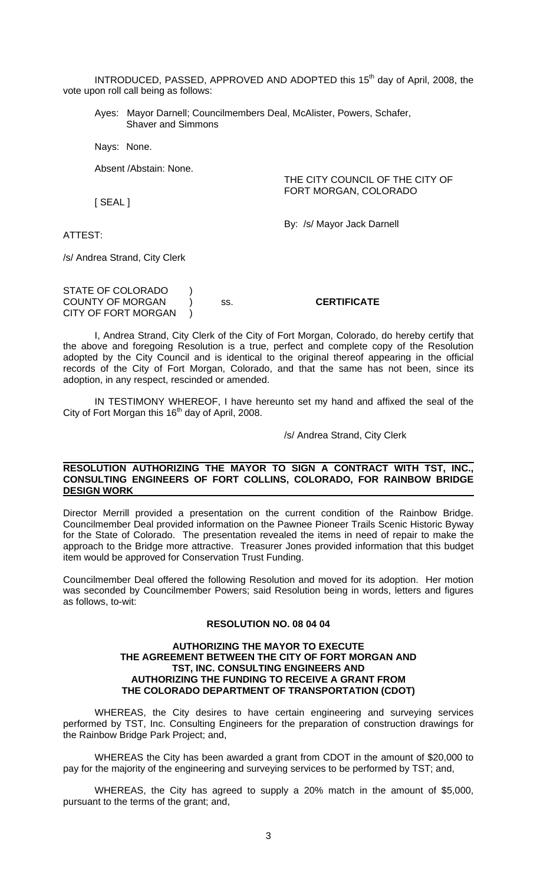INTRODUCED, PASSED, APPROVED AND ADOPTED this 15th day of April, 2008, the vote upon roll call being as follows:

Ayes: Mayor Darnell; Councilmembers Deal, McAlister, Powers, Schafer, Shaver and Simmons

Nays: None.

Absent /Abstain: None.

THE CITY COUNCIL OF THE CITY OF FORT MORGAN, COLORADO

[ SEAL ]

By: /s/ Mayor Jack Darnell

ATTEST:

/s/ Andrea Strand, City Clerk

STATE OF COLORADO )
COUNTY OF MORGAN ) ss. **CERTIFICATE**
CITY OF FORT MORGAN )

I, Andrea Strand, City Clerk of the City of Fort Morgan, Colorado, do hereby certify that the above and foregoing Resolution is a true, perfect and complete copy of the Resolution adopted by the City Council and is identical to the original thereof appearing in the official records of the City of Fort Morgan, Colorado, and that the same has not been, since its adoption, in any respect, rescinded or amended.

IN TESTIMONY WHEREOF, I have hereunto set my hand and affixed the seal of the City of Fort Morgan this 16th day of April, 2008.

/s/ Andrea Strand, City Clerk

**RESOLUTION AUTHORIZING THE MAYOR TO SIGN A CONTRACT WITH TST, INC., CONSULTING ENGINEERS OF FORT COLLINS, COLORADO, FOR RAINBOW BRIDGE DESIGN WORK**

Director Merrill provided a presentation on the current condition of the Rainbow Bridge. Councilmember Deal provided information on the Pawnee Pioneer Trails Scenic Historic Byway for the State of Colorado. The presentation revealed the items in need of repair to make the approach to the Bridge more attractive. Treasurer Jones provided information that this budget item would be approved for Conservation Trust Funding.

Councilmember Deal offered the following Resolution and moved for its adoption. Her motion was seconded by Councilmember Powers; said Resolution being in words, letters and figures as follows, to-wit:

**RESOLUTION NO. 08 04 04**

**AUTHORIZING THE MAYOR TO EXECUTE THE AGREEMENT BETWEEN THE CITY OF FORT MORGAN AND TST, INC. CONSULTING ENGINEERS AND AUTHORIZING THE FUNDING TO RECEIVE A GRANT FROM THE COLORADO DEPARTMENT OF TRANSPORTATION (CDOT)**

WHEREAS, the City desires to have certain engineering and surveying services performed by TST, Inc. Consulting Engineers for the preparation of construction drawings for the Rainbow Bridge Park Project; and,

WHEREAS the City has been awarded a grant from CDOT in the amount of $20,000 to pay for the majority of the engineering and surveying services to be performed by TST; and,

WHEREAS, the City has agreed to supply a 20% match in the amount of $5,000, pursuant to the terms of the grant; and,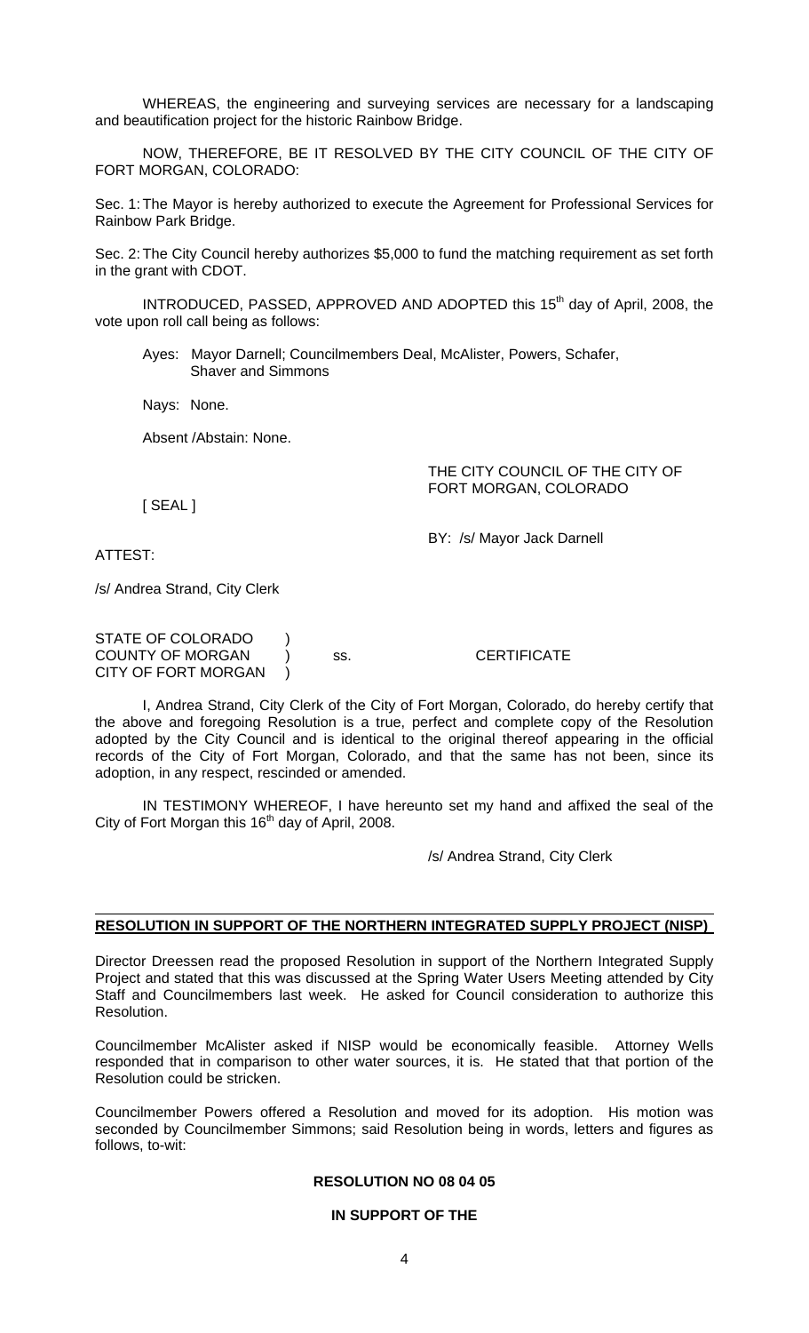WHEREAS, the engineering and surveying services are necessary for a landscaping and beautification project for the historic Rainbow Bridge.

NOW, THEREFORE, BE IT RESOLVED BY THE CITY COUNCIL OF THE CITY OF FORT MORGAN, COLORADO:

Sec. 1: The Mayor is hereby authorized to execute the Agreement for Professional Services for Rainbow Park Bridge.

Sec. 2: The City Council hereby authorizes $5,000 to fund the matching requirement as set forth in the grant with CDOT.

INTRODUCED, PASSED, APPROVED AND ADOPTED this 15th day of April, 2008, the vote upon roll call being as follows:

Ayes: Mayor Darnell; Councilmembers Deal, McAlister, Powers, Schafer, Shaver and Simmons

Nays: None.

Absent /Abstain: None.

THE CITY COUNCIL OF THE CITY OF FORT MORGAN, COLORADO

[ SEAL ]

BY: /s/ Mayor Jack Darnell

ATTEST:

/s/ Andrea Strand, City Clerk

STATE OF COLORADO )
COUNTY OF MORGAN ) ss. CERTIFICATE
CITY OF FORT MORGAN )

I, Andrea Strand, City Clerk of the City of Fort Morgan, Colorado, do hereby certify that the above and foregoing Resolution is a true, perfect and complete copy of the Resolution adopted by the City Council and is identical to the original thereof appearing in the official records of the City of Fort Morgan, Colorado, and that the same has not been, since its adoption, in any respect, rescinded or amended.

IN TESTIMONY WHEREOF, I have hereunto set my hand and affixed the seal of the City of Fort Morgan this 16th day of April, 2008.

/s/ Andrea Strand, City Clerk

---

**RESOLUTION IN SUPPORT OF THE NORTHERN INTEGRATED SUPPLY PROJECT (NISP)**

Director Dreessen read the proposed Resolution in support of the Northern Integrated Supply Project and stated that this was discussed at the Spring Water Users Meeting attended by City Staff and Councilmembers last week. He asked for Council consideration to authorize this Resolution.

Councilmember McAlister asked if NISP would be economically feasible. Attorney Wells responded that in comparison to other water sources, it is. He stated that that portion of the Resolution could be stricken.

Councilmember Powers offered a Resolution and moved for its adoption. His motion was seconded by Councilmember Simmons; said Resolution being in words, letters and figures as follows, to-wit:

**RESOLUTION NO 08 04 05**

**IN SUPPORT OF THE**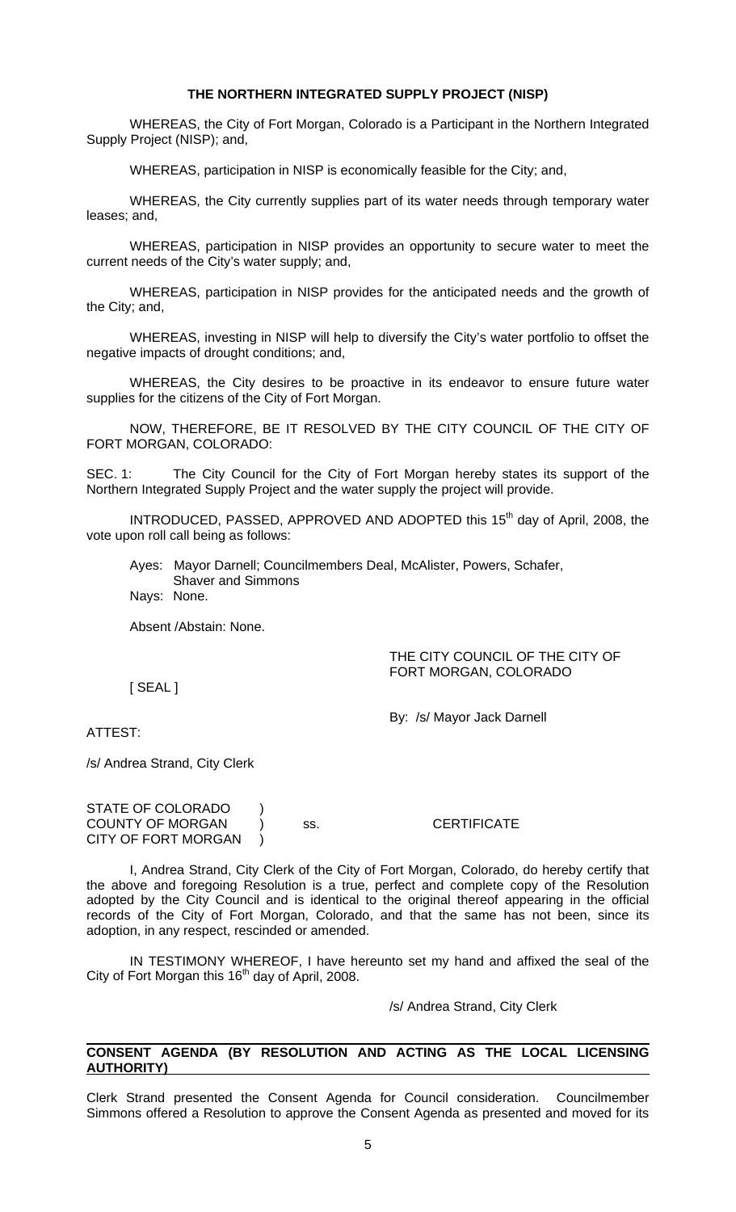**THE NORTHERN INTEGRATED SUPPLY PROJECT (NISP)**

WHEREAS, the City of Fort Morgan, Colorado is a Participant in the Northern Integrated Supply Project (NISP); and,

WHEREAS, participation in NISP is economically feasible for the City; and,

WHEREAS, the City currently supplies part of its water needs through temporary water leases; and,

WHEREAS, participation in NISP provides an opportunity to secure water to meet the current needs of the City's water supply; and,

WHEREAS, participation in NISP provides for the anticipated needs and the growth of the City; and,

WHEREAS, investing in NISP will help to diversify the City's water portfolio to offset the negative impacts of drought conditions; and,

WHEREAS, the City desires to be proactive in its endeavor to ensure future water supplies for the citizens of the City of Fort Morgan.

NOW, THEREFORE, BE IT RESOLVED BY THE CITY COUNCIL OF THE CITY OF FORT MORGAN, COLORADO:

SEC. 1: The City Council for the City of Fort Morgan hereby states its support of the Northern Integrated Supply Project and the water supply the project will provide.

INTRODUCED, PASSED, APPROVED AND ADOPTED this 15th day of April, 2008, the vote upon roll call being as follows:

Ayes: Mayor Darnell; Councilmembers Deal, McAlister, Powers, Schafer, Shaver and Simmons
Nays: None.

Absent /Abstain: None.

THE CITY COUNCIL OF THE CITY OF FORT MORGAN, COLORADO

[ SEAL ]

By: /s/ Mayor Jack Darnell

ATTEST:

/s/ Andrea Strand, City Clerk

STATE OF COLORADO )
COUNTY OF MORGAN ) ss. CERTIFICATE
CITY OF FORT MORGAN )

I, Andrea Strand, City Clerk of the City of Fort Morgan, Colorado, do hereby certify that the above and foregoing Resolution is a true, perfect and complete copy of the Resolution adopted by the City Council and is identical to the original thereof appearing in the official records of the City of Fort Morgan, Colorado, and that the same has not been, since its adoption, in any respect, rescinded or amended.

IN TESTIMONY WHEREOF, I have hereunto set my hand and affixed the seal of the City of Fort Morgan this 16th day of April, 2008.

/s/ Andrea Strand, City Clerk

**CONSENT AGENDA (BY RESOLUTION AND ACTING AS THE LOCAL LICENSING AUTHORITY)**

Clerk Strand presented the Consent Agenda for Council consideration. Councilmember Simmons offered a Resolution to approve the Consent Agenda as presented and moved for its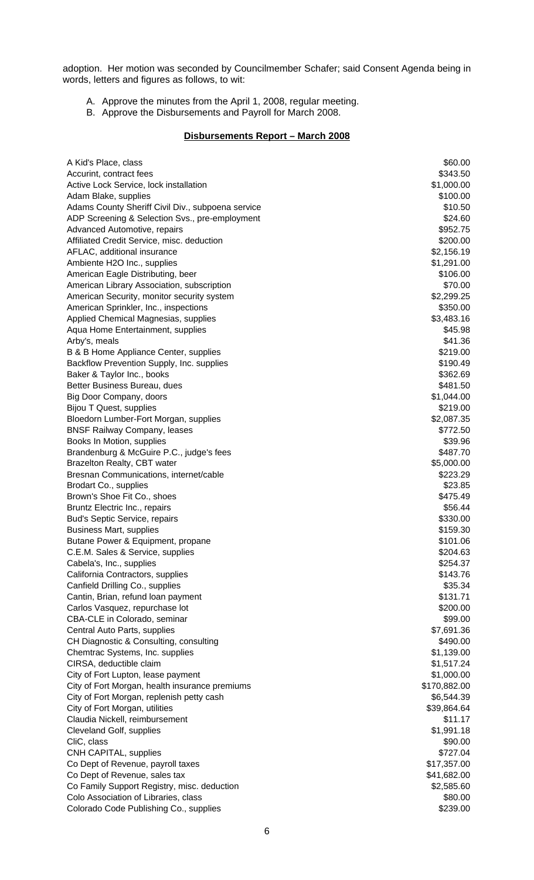adoption. Her motion was seconded by Councilmember Schafer; said Consent Agenda being in words, letters and figures as follows, to wit:

A. Approve the minutes from the April 1, 2008, regular meeting.
B. Approve the Disbursements and Payroll for March 2008.

**Disbursements Report – March 2008**

| | |
|---|---|
| A Kid's Place, class | $60.00 |
| Accurint, contract fees | $343.50 |
| Active Lock Service, lock installation | $1,000.00 |
| Adam Blake, supplies | $100.00 |
| Adams County Sheriff Civil Div., subpoena service | $10.50 |
| ADP Screening & Selection Svs., pre-employment | $24.60 |
| Advanced Automotive, repairs | $952.75 |
| Affiliated Credit Service, misc. deduction | $200.00 |
| AFLAC, additional insurance | $2,156.19 |
| Ambiente H2O Inc., supplies | $1,291.00 |
| American Eagle Distributing, beer | $106.00 |
| American Library Association, subscription | $70.00 |
| American Security, monitor security system | $2,299.25 |
| American Sprinkler, Inc., inspections | $350.00 |
| Applied Chemical Magnesias, supplies | $3,483.16 |
| Aqua Home Entertainment, supplies | $45.98 |
| Arby's, meals | $41.36 |
| B & B Home Appliance Center, supplies | $219.00 |
| Backflow Prevention Supply, Inc. supplies | $190.49 |
| Baker & Taylor Inc., books | $362.69 |
| Better Business Bureau, dues | $481.50 |
| Big Door Company, doors | $1,044.00 |
| Bijou T Quest, supplies | $219.00 |
| Bloedorn Lumber-Fort Morgan, supplies | $2,087.35 |
| BNSF Railway Company, leases | $772.50 |
| Books In Motion, supplies | $39.96 |
| Brandenburg & McGuire P.C., judge's fees | $487.70 |
| Brazelton Realty, CBT water | $5,000.00 |
| Bresnan Communications, internet/cable | $223.29 |
| Brodart Co., supplies | $23.85 |
| Brown's Shoe Fit Co., shoes | $475.49 |
| Bruntz Electric Inc., repairs | $56.44 |
| Bud's Septic Service, repairs | $330.00 |
| Business Mart, supplies | $159.30 |
| Butane Power & Equipment, propane | $101.06 |
| C.E.M. Sales & Service, supplies | $204.63 |
| Cabela's, Inc., supplies | $254.37 |
| California Contractors, supplies | $143.76 |
| Canfield Drilling Co., supplies | $35.34 |
| Cantin, Brian, refund loan payment | $131.71 |
| Carlos Vasquez, repurchase lot | $200.00 |
| CBA-CLE in Colorado, seminar | $99.00 |
| Central Auto Parts, supplies | $7,691.36 |
| CH Diagnostic & Consulting, consulting | $490.00 |
| Chemtrac Systems, Inc. supplies | $1,139.00 |
| CIRSA, deductible claim | $1,517.24 |
| City of Fort Lupton, lease payment | $1,000.00 |
| City of Fort Morgan, health insurance premiums | $170,882.00 |
| City of Fort Morgan, replenish petty cash | $6,544.39 |
| City of Fort Morgan, utilities | $39,864.64 |
| Claudia Nickell, reimbursement | $11.17 |
| Cleveland Golf, supplies | $1,991.18 |
| CliC, class | $90.00 |
| CNH CAPITAL, supplies | $727.04 |
| Co Dept of Revenue, payroll taxes | $17,357.00 |
| Co Dept of Revenue, sales tax | $41,682.00 |
| Co Family Support Registry, misc. deduction | $2,585.60 |
| Colo Association of Libraries, class | $80.00 |
| Colorado Code Publishing Co., supplies | $239.00 |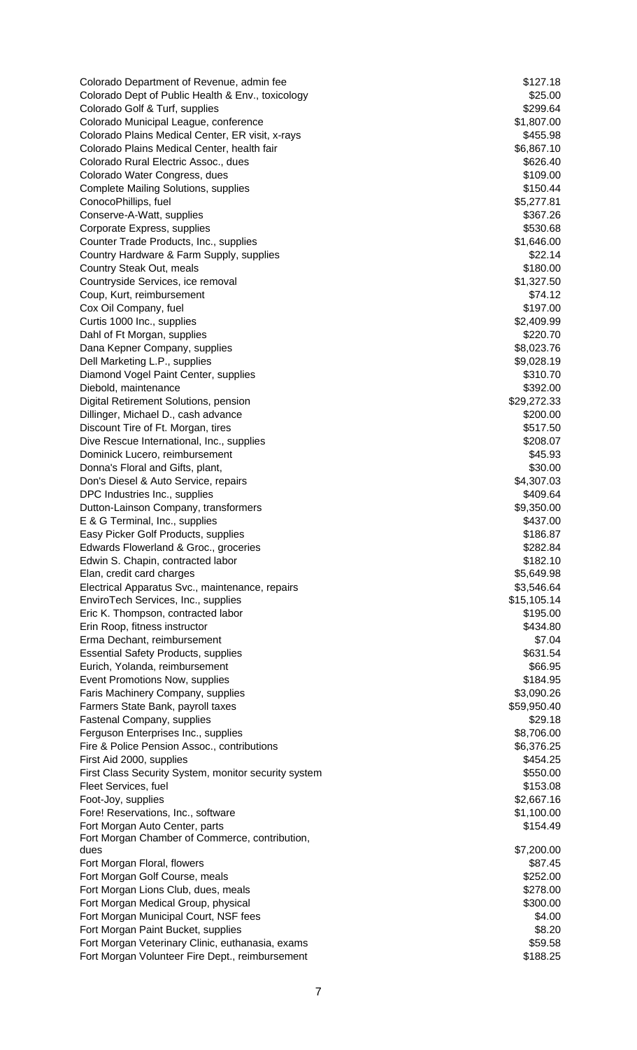| | |
|---|---|
| Colorado Department of Revenue, admin fee | $127.18 |
| Colorado Dept of Public Health & Env., toxicology | $25.00 |
| Colorado Golf & Turf, supplies | $299.64 |
| Colorado Municipal League, conference | $1,807.00 |
| Colorado Plains Medical Center, ER visit, x-rays | $455.98 |
| Colorado Plains Medical Center, health fair | $6,867.10 |
| Colorado Rural Electric Assoc., dues | $626.40 |
| Colorado Water Congress, dues | $109.00 |
| Complete Mailing Solutions, supplies | $150.44 |
| ConocoPhillips, fuel | $5,277.81 |
| Conserve-A-Watt, supplies | $367.26 |
| Corporate Express, supplies | $530.68 |
| Counter Trade Products, Inc., supplies | $1,646.00 |
| Country Hardware & Farm Supply, supplies | $22.14 |
| Country Steak Out, meals | $180.00 |
| Countryside Services, ice removal | $1,327.50 |
| Coup, Kurt, reimbursement | $74.12 |
| Cox Oil Company, fuel | $197.00 |
| Curtis 1000 Inc., supplies | $2,409.99 |
| Dahl of Ft Morgan, supplies | $220.70 |
| Dana Kepner Company, supplies | $8,023.76 |
| Dell Marketing L.P., supplies | $9,028.19 |
| Diamond Vogel Paint Center, supplies | $310.70 |
| Diebold, maintenance | $392.00 |
| Digital Retirement Solutions, pension | $29,272.33 |
| Dillinger, Michael D., cash advance | $200.00 |
| Discount Tire of Ft. Morgan, tires | $517.50 |
| Dive Rescue International, Inc., supplies | $208.07 |
| Dominick Lucero, reimbursement | $45.93 |
| Donna's Floral and Gifts, plant, | $30.00 |
| Don's Diesel & Auto Service, repairs | $4,307.03 |
| DPC Industries Inc., supplies | $409.64 |
| Dutton-Lainson Company, transformers | $9,350.00 |
| E & G Terminal, Inc., supplies | $437.00 |
| Easy Picker Golf Products, supplies | $186.87 |
| Edwards Flowerland & Groc., groceries | $282.84 |
| Edwin S. Chapin, contracted labor | $182.10 |
| Elan, credit card charges | $5,649.98 |
| Electrical Apparatus Svc., maintenance, repairs | $3,546.64 |
| EnviroTech Services, Inc., supplies | $15,105.14 |
| Eric K. Thompson, contracted labor | $195.00 |
| Erin Roop, fitness instructor | $434.80 |
| Erma Dechant, reimbursement | $7.04 |
| Essential Safety Products, supplies | $631.54 |
| Eurich, Yolanda, reimbursement | $66.95 |
| Event Promotions Now, supplies | $184.95 |
| Faris Machinery Company, supplies | $3,090.26 |
| Farmers State Bank, payroll taxes | $59,950.40 |
| Fastenal Company, supplies | $29.18 |
| Ferguson Enterprises Inc., supplies | $8,706.00 |
| Fire & Police Pension Assoc., contributions | $6,376.25 |
| First Aid 2000, supplies | $454.25 |
| First Class Security System, monitor security system | $550.00 |
| Fleet Services, fuel | $153.08 |
| Foot-Joy, supplies | $2,667.16 |
| Fore! Reservations, Inc., software | $1,100.00 |
| Fort Morgan Auto Center, parts | $154.49 |
| Fort Morgan Chamber of Commerce, contribution, dues | $7,200.00 |
| Fort Morgan Floral, flowers | $87.45 |
| Fort Morgan Golf Course, meals | $252.00 |
| Fort Morgan Lions Club, dues, meals | $278.00 |
| Fort Morgan Medical Group, physical | $300.00 |
| Fort Morgan Municipal Court, NSF fees | $4.00 |
| Fort Morgan Paint Bucket, supplies | $8.20 |
| Fort Morgan Veterinary Clinic, euthanasia, exams | $59.58 |
| Fort Morgan Volunteer Fire Dept., reimbursement | $188.25 |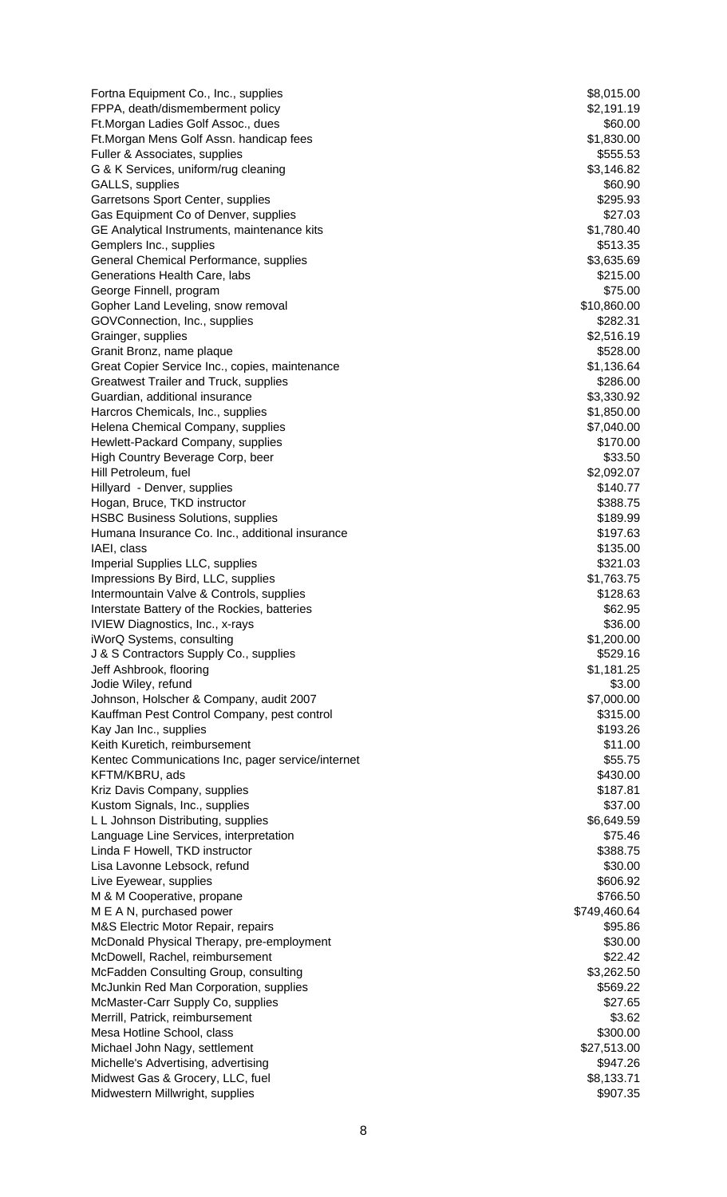| | |
|---|---|
| Fortna Equipment Co., Inc., supplies | $8,015.00 |
| FPPA, death/dismemberment policy | $2,191.19 |
| Ft.Morgan Ladies Golf Assoc., dues | $60.00 |
| Ft.Morgan Mens Golf Assn. handicap fees | $1,830.00 |
| Fuller & Associates, supplies | $555.53 |
| G & K Services, uniform/rug cleaning | $3,146.82 |
| GALLS, supplies | $60.90 |
| Garretsons Sport Center, supplies | $295.93 |
| Gas Equipment Co of Denver, supplies | $27.03 |
| GE Analytical Instruments, maintenance kits | $1,780.40 |
| Gemplers Inc., supplies | $513.35 |
| General Chemical Performance, supplies | $3,635.69 |
| Generations Health Care, labs | $215.00 |
| George Finnell, program | $75.00 |
| Gopher Land Leveling, snow removal | $10,860.00 |
| GOVConnection, Inc., supplies | $282.31 |
| Grainger, supplies | $2,516.19 |
| Granit Bronz, name plaque | $528.00 |
| Great Copier Service Inc., copies, maintenance | $1,136.64 |
| Greatwest Trailer and Truck, supplies | $286.00 |
| Guardian, additional insurance | $3,330.92 |
| Harcros Chemicals, Inc., supplies | $1,850.00 |
| Helena Chemical Company, supplies | $7,040.00 |
| Hewlett-Packard Company, supplies | $170.00 |
| High Country Beverage Corp, beer | $33.50 |
| Hill Petroleum, fuel | $2,092.07 |
| Hillyard - Denver, supplies | $140.77 |
| Hogan, Bruce, TKD instructor | $388.75 |
| HSBC Business Solutions, supplies | $189.99 |
| Humana Insurance Co. Inc., additional insurance | $197.63 |
| IAEI, class | $135.00 |
| Imperial Supplies LLC, supplies | $321.03 |
| Impressions By Bird, LLC, supplies | $1,763.75 |
| Intermountain Valve & Controls, supplies | $128.63 |
| Interstate Battery of the Rockies, batteries | $62.95 |
| IVIEW Diagnostics, Inc., x-rays | $36.00 |
| iWorQ Systems, consulting | $1,200.00 |
| J & S Contractors Supply Co., supplies | $529.16 |
| Jeff Ashbrook, flooring | $1,181.25 |
| Jodie Wiley, refund | $3.00 |
| Johnson, Holscher & Company, audit 2007 | $7,000.00 |
| Kauffman Pest Control Company, pest control | $315.00 |
| Kay Jan Inc., supplies | $193.26 |
| Keith Kuretich, reimbursement | $11.00 |
| Kentec Communications Inc, pager service/internet | $55.75 |
| KFTM/KBRU, ads | $430.00 |
| Kriz Davis Company, supplies | $187.81 |
| Kustom Signals, Inc., supplies | $37.00 |
| L L Johnson Distributing, supplies | $6,649.59 |
| Language Line Services, interpretation | $75.46 |
| Linda F Howell, TKD instructor | $388.75 |
| Lisa Lavonne Lebsock, refund | $30.00 |
| Live Eyewear, supplies | $606.92 |
| M & M Cooperative, propane | $766.50 |
| M E A N, purchased power | $749,460.64 |
| M&S Electric Motor Repair, repairs | $95.86 |
| McDonald Physical Therapy, pre-employment | $30.00 |
| McDowell, Rachel, reimbursement | $22.42 |
| McFadden Consulting Group, consulting | $3,262.50 |
| McJunkin Red Man Corporation, supplies | $569.22 |
| McMaster-Carr Supply Co, supplies | $27.65 |
| Merrill, Patrick, reimbursement | $3.62 |
| Mesa Hotline School, class | $300.00 |
| Michael John Nagy, settlement | $27,513.00 |
| Michelle's Advertising, advertising | $947.26 |
| Midwest Gas & Grocery, LLC, fuel | $8,133.71 |
| Midwestern Millwright, supplies | $907.35 |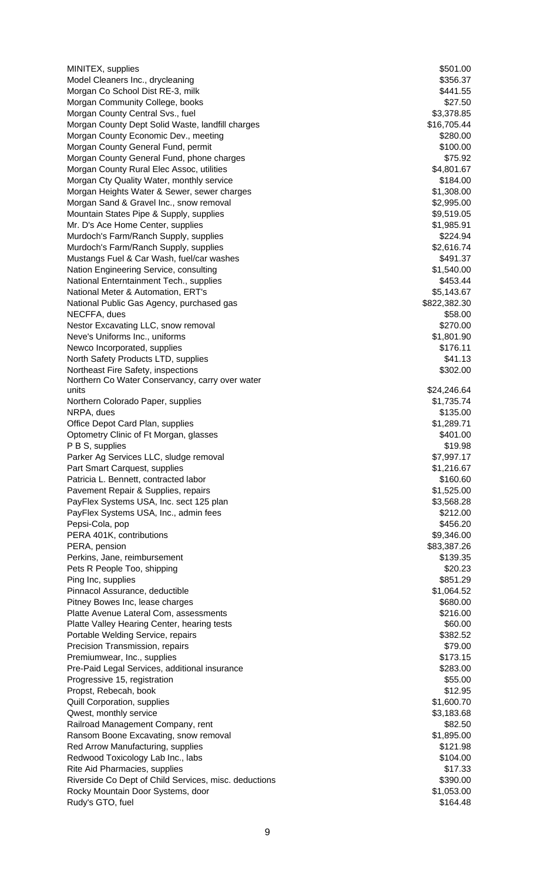| | |
|---|---|
| MINITEX, supplies | $501.00 |
| Model Cleaners Inc., drycleaning | $356.37 |
| Morgan Co School Dist RE-3, milk | $441.55 |
| Morgan Community College, books | $27.50 |
| Morgan County Central Svs., fuel | $3,378.85 |
| Morgan County Dept Solid Waste, landfill charges | $16,705.44 |
| Morgan County Economic Dev., meeting | $280.00 |
| Morgan County General Fund, permit | $100.00 |
| Morgan County General Fund, phone charges | $75.92 |
| Morgan County Rural Elec Assoc, utilities | $4,801.67 |
| Morgan Cty Quality Water, monthly service | $184.00 |
| Morgan Heights Water & Sewer, sewer charges | $1,308.00 |
| Morgan Sand & Gravel Inc., snow removal | $2,995.00 |
| Mountain States Pipe & Supply, supplies | $9,519.05 |
| Mr. D's Ace Home Center, supplies | $1,985.91 |
| Murdoch's Farm/Ranch Supply, supplies | $224.94 |
| Murdoch's Farm/Ranch Supply, supplies | $2,616.74 |
| Mustangs Fuel & Car Wash, fuel/car washes | $491.37 |
| Nation Engineering Service, consulting | $1,540.00 |
| National Enterntainment Tech., supplies | $453.44 |
| National Meter & Automation, ERT's | $5,143.67 |
| National Public Gas Agency, purchased gas | $822,382.30 |
| NECFFA, dues | $58.00 |
| Nestor Excavating LLC, snow removal | $270.00 |
| Neve's Uniforms Inc., uniforms | $1,801.90 |
| Newco Incorporated, supplies | $176.11 |
| North Safety Products LTD, supplies | $41.13 |
| Northeast Fire Safety, inspections | $302.00 |
| Northern Co Water Conservancy, carry over water units | $24,246.64 |
| Northern Colorado Paper, supplies | $1,735.74 |
| NRPA, dues | $135.00 |
| Office Depot Card Plan, supplies | $1,289.71 |
| Optometry Clinic of Ft Morgan, glasses | $401.00 |
| P B S, supplies | $19.98 |
| Parker Ag Services LLC, sludge removal | $7,997.17 |
| Part Smart Carquest, supplies | $1,216.67 |
| Patricia L. Bennett, contracted labor | $160.60 |
| Pavement Repair & Supplies, repairs | $1,525.00 |
| PayFlex Systems USA, Inc. sect 125 plan | $3,568.28 |
| PayFlex Systems USA, Inc., admin fees | $212.00 |
| Pepsi-Cola, pop | $456.20 |
| PERA 401K, contributions | $9,346.00 |
| PERA, pension | $83,387.26 |
| Perkins, Jane, reimbursement | $139.35 |
| Pets R People Too, shipping | $20.23 |
| Ping Inc, supplies | $851.29 |
| Pinnacol Assurance, deductible | $1,064.52 |
| Pitney Bowes Inc, lease charges | $680.00 |
| Platte Avenue Lateral Com, assessments | $216.00 |
| Platte Valley Hearing Center, hearing tests | $60.00 |
| Portable Welding Service, repairs | $382.52 |
| Precision Transmission, repairs | $79.00 |
| Premiumwear, Inc., supplies | $173.15 |
| Pre-Paid Legal Services, additional insurance | $283.00 |
| Progressive 15, registration | $55.00 |
| Propst, Rebecah, book | $12.95 |
| Quill Corporation, supplies | $1,600.70 |
| Qwest, monthly service | $3,183.68 |
| Railroad Management Company, rent | $82.50 |
| Ransom Boone Excavating, snow removal | $1,895.00 |
| Red Arrow Manufacturing, supplies | $121.98 |
| Redwood Toxicology Lab Inc., labs | $104.00 |
| Rite Aid Pharmacies, supplies | $17.33 |
| Riverside Co Dept of Child Services, misc. deductions | $390.00 |
| Rocky Mountain Door Systems, door | $1,053.00 |
| Rudy's GTO, fuel | $164.48 |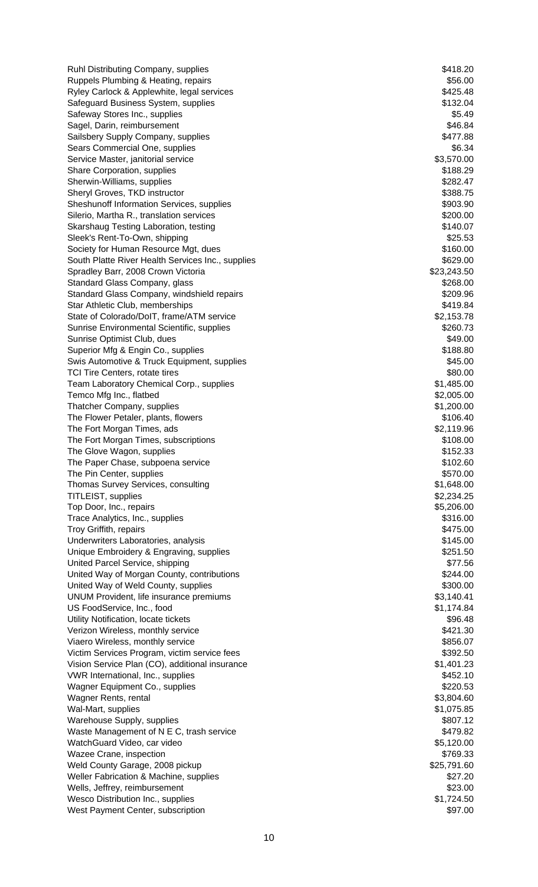| | |
|---|---|
| Ruhl Distributing Company, supplies | $418.20 |
| Ruppels Plumbing & Heating, repairs | $56.00 |
| Ryley Carlock & Applewhite, legal services | $425.48 |
| Safeguard Business System, supplies | $132.04 |
| Safeway Stores Inc., supplies | $5.49 |
| Sagel, Darin, reimbursement | $46.84 |
| Sailsbery Supply Company, supplies | $477.88 |
| Sears Commercial One, supplies | $6.34 |
| Service Master, janitorial service | $3,570.00 |
| Share Corporation, supplies | $188.29 |
| Sherwin-Williams, supplies | $282.47 |
| Sheryl Groves, TKD instructor | $388.75 |
| Sheshunoff Information Services, supplies | $903.90 |
| Silerio, Martha R., translation services | $200.00 |
| Skarshaug Testing Laboration, testing | $140.07 |
| Sleek's Rent-To-Own, shipping | $25.53 |
| Society for Human Resource Mgt, dues | $160.00 |
| South Platte River Health Services Inc., supplies | $629.00 |
| Spradley Barr, 2008 Crown Victoria | $23,243.50 |
| Standard Glass Company, glass | $268.00 |
| Standard Glass Company, windshield repairs | $209.96 |
| Star Athletic Club, memberships | $419.84 |
| State of Colorado/DoIT, frame/ATM service | $2,153.78 |
| Sunrise Environmental Scientific, supplies | $260.73 |
| Sunrise Optimist Club, dues | $49.00 |
| Superior Mfg & Engin Co., supplies | $188.80 |
| Swis Automotive & Truck Equipment, supplies | $45.00 |
| TCI Tire Centers, rotate tires | $80.00 |
| Team Laboratory Chemical Corp., supplies | $1,485.00 |
| Temco Mfg Inc., flatbed | $2,005.00 |
| Thatcher Company, supplies | $1,200.00 |
| The Flower Petaler, plants, flowers | $106.40 |
| The Fort Morgan Times, ads | $2,119.96 |
| The Fort Morgan Times, subscriptions | $108.00 |
| The Glove Wagon, supplies | $152.33 |
| The Paper Chase, subpoena service | $102.60 |
| The Pin Center, supplies | $570.00 |
| Thomas Survey Services, consulting | $1,648.00 |
| TITLEIST, supplies | $2,234.25 |
| Top Door, Inc., repairs | $5,206.00 |
| Trace Analytics, Inc., supplies | $316.00 |
| Troy Griffith, repairs | $475.00 |
| Underwriters Laboratories, analysis | $145.00 |
| Unique Embroidery & Engraving, supplies | $251.50 |
| United Parcel Service, shipping | $77.56 |
| United Way of Morgan County, contributions | $244.00 |
| United Way of Weld County, supplies | $300.00 |
| UNUM Provident, life insurance premiums | $3,140.41 |
| US FoodService, Inc., food | $1,174.84 |
| Utility Notification, locate tickets | $96.48 |
| Verizon Wireless, monthly service | $421.30 |
| Viaero Wireless, monthly service | $856.07 |
| Victim Services Program, victim service fees | $392.50 |
| Vision Service Plan (CO), additional insurance | $1,401.23 |
| VWR International, Inc., supplies | $452.10 |
| Wagner Equipment Co., supplies | $220.53 |
| Wagner Rents, rental | $3,804.60 |
| Wal-Mart, supplies | $1,075.85 |
| Warehouse Supply, supplies | $807.12 |
| Waste Management of N E C, trash service | $479.82 |
| WatchGuard Video, car video | $5,120.00 |
| Wazee Crane, inspection | $769.33 |
| Weld County Garage, 2008 pickup | $25,791.60 |
| Weller Fabrication & Machine, supplies | $27.20 |
| Wells, Jeffrey, reimbursement | $23.00 |
| Wesco Distribution Inc., supplies | $1,724.50 |
| West Payment Center, subscription | $97.00 |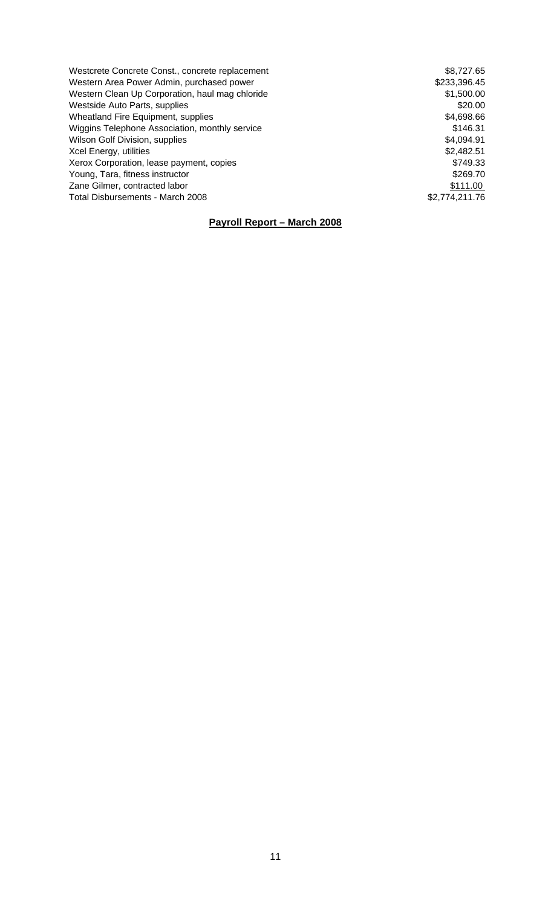| | |
|---|---|
| Westcrete Concrete Const., concrete replacement | $8,727.65 |
| Western Area Power Admin, purchased power | $233,396.45 |
| Western Clean Up Corporation, haul mag chloride | $1,500.00 |
| Westside Auto Parts, supplies | $20.00 |
| Wheatland Fire Equipment, supplies | $4,698.66 |
| Wiggins Telephone Association, monthly service | $146.31 |
| Wilson Golf Division, supplies | $4,094.91 |
| Xcel Energy, utilities | $2,482.51 |
| Xerox Corporation, lease payment, copies | $749.33 |
| Young, Tara, fitness instructor | $269.70 |
| Zane Gilmer, contracted labor | $111.00 |
| Total Disbursements - March 2008 | $2,774,211.76 |

**Payroll Report – March 2008**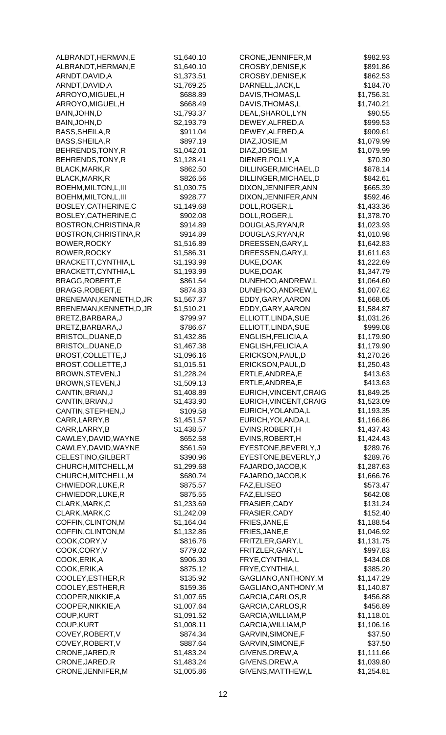| | |
|---|---|
| ALBRANDT,HERMAN,E | $1,640.10 |
| ALBRANDT,HERMAN,E | $1,640.10 |
| ARNDT,DAVID,A | $1,373.51 |
| ARNDT,DAVID,A | $1,769.25 |
| ARROYO,MIGUEL,H | $688.89 |
| ARROYO,MIGUEL,H | $668.49 |
| BAIN,JOHN,D | $1,793.37 |
| BAIN,JOHN,D | $2,193.79 |
| BASS,SHEILA,R | $911.04 |
| BASS,SHEILA,R | $897.19 |
| BEHRENDS,TONY,R | $1,042.01 |
| BEHRENDS,TONY,R | $1,128.41 |
| BLACK,MARK,R | $862.50 |
| BLACK,MARK,R | $826.56 |
| BOEHM,MILTON,L,III | $1,030.75 |
| BOEHM,MILTON,L,III | $928.77 |
| BOSLEY,CATHERINE,C | $1,149.68 |
| BOSLEY,CATHERINE,C | $902.08 |
| BOSTRON,CHRISTINA,R | $914.89 |
| BOSTRON,CHRISTINA,R | $914.89 |
| BOWER,ROCKY | $1,516.89 |
| BOWER,ROCKY | $1,586.31 |
| BRACKETT,CYNTHIA,L | $1,193.99 |
| BRACKETT,CYNTHIA,L | $1,193.99 |
| BRAGG,ROBERT,E | $861.54 |
| BRAGG,ROBERT,E | $874.83 |
| BRENEMAN,KENNETH,D,JR | $1,567.37 |
| BRENEMAN,KENNETH,D,JR | $1,510.21 |
| BRETZ,BARBARA,J | $799.97 |
| BRETZ,BARBARA,J | $786.67 |
| BRISTOL,DUANE,D | $1,432.86 |
| BRISTOL,DUANE,D | $1,467.38 |
| BROST,COLLETTE,J | $1,096.16 |
| BROST,COLLETTE,J | $1,015.51 |
| BROWN,STEVEN,J | $1,228.24 |
| BROWN,STEVEN,J | $1,509.13 |
| CANTIN,BRIAN,J | $1,408.89 |
| CANTIN,BRIAN,J | $1,433.90 |
| CANTIN,STEPHEN,J | $109.58 |
| CARR,LARRY,B | $1,451.57 |
| CARR,LARRY,B | $1,438.57 |
| CAWLEY,DAVID,WAYNE | $652.58 |
| CAWLEY,DAVID,WAYNE | $561.59 |
| CELESTINO,GILBERT | $390.96 |
| CHURCH,MITCHELL,M | $1,299.68 |
| CHURCH,MITCHELL,M | $680.74 |
| CHWIEDOR,LUKE,R | $875.57 |
| CHWIEDOR,LUKE,R | $875.55 |
| CLARK,MARK,C | $1,233.69 |
| CLARK,MARK,C | $1,242.09 |
| COFFIN,CLINTON,M | $1,164.04 |
| COFFIN,CLINTON,M | $1,132.86 |
| COOK,CORY,V | $816.76 |
| COOK,CORY,V | $779.02 |
| COOK,ERIK,A | $906.30 |
| COOK,ERIK,A | $875.12 |
| COOLEY,ESTHER,R | $135.92 |
| COOLEY,ESTHER,R | $159.36 |
| COOPER,NIKKIE,A | $1,007.65 |
| COOPER,NIKKIE,A | $1,007.64 |
| COUP,KURT | $1,091.52 |
| COUP,KURT | $1,008.11 |
| COVEY,ROBERT,V | $874.34 |
| COVEY,ROBERT,V | $887.64 |
| CRONE,JARED,R | $1,483.24 |
| CRONE,JARED,R | $1,483.24 |
| CRONE,JENNIFER,M | $1,005.86 |
| CRONE,JENNIFER,M | $982.93 |
| CROSBY,DENISE,K | $891.86 |
| CROSBY,DENISE,K | $862.53 |
| DARNELL,JACK,L | $184.70 |
| DAVIS,THOMAS,L | $1,756.31 |
| DAVIS,THOMAS,L | $1,740.21 |
| DEAL,SHAROL,LYN | $90.55 |
| DEWEY,ALFRED,A | $999.53 |
| DEWEY,ALFRED,A | $909.61 |
| DIAZ,JOSIE,M | $1,079.99 |
| DIAZ,JOSIE,M | $1,079.99 |
| DIENER,POLLY,A | $70.30 |
| DILLINGER,MICHAEL,D | $878.14 |
| DILLINGER,MICHAEL,D | $842.61 |
| DIXON,JENNIFER,ANN | $665.39 |
| DIXON,JENNIFER,ANN | $592.46 |
| DOLL,ROGER,L | $1,433.36 |
| DOLL,ROGER,L | $1,378.70 |
| DOUGLAS,RYAN,R | $1,023.93 |
| DOUGLAS,RYAN,R | $1,010.98 |
| DREESSEN,GARY,L | $1,642.83 |
| DREESSEN,GARY,L | $1,611.63 |
| DUKE,DOAK | $1,222.69 |
| DUKE,DOAK | $1,347.79 |
| DUNEHOO,ANDREW,L | $1,064.60 |
| DUNEHOO,ANDREW,L | $1,007.62 |
| EDDY,GARY,AARON | $1,668.05 |
| EDDY,GARY,AARON | $1,584.87 |
| ELLIOTT,LINDA,SUE | $1,031.26 |
| ELLIOTT,LINDA,SUE | $999.08 |
| ENGLISH,FELICIA,A | $1,179.90 |
| ENGLISH,FELICIA,A | $1,179.90 |
| ERICKSON,PAUL,D | $1,270.26 |
| ERICKSON,PAUL,D | $1,250.43 |
| ERTLE,ANDREA,E | $413.63 |
| ERTLE,ANDREA,E | $413.63 |
| EURICH,VINCENT,CRAIG | $1,849.25 |
| EURICH,VINCENT,CRAIG | $1,523.09 |
| EURICH,YOLANDA,L | $1,193.35 |
| EURICH,YOLANDA,L | $1,166.86 |
| EVINS,ROBERT,H | $1,437.43 |
| EVINS,ROBERT,H | $1,424.43 |
| EYESTONE,BEVERLY,J | $289.76 |
| EYESTONE,BEVERLY,J | $289.76 |
| FAJARDO,JACOB,K | $1,287.63 |
| FAJARDO,JACOB,K | $1,666.76 |
| FAZ,ELISEO | $573.47 |
| FAZ,ELISEO | $642.08 |
| FRASIER,CADY | $131.24 |
| FRASIER,CADY | $152.40 |
| FRIES,JANE,E | $1,188.54 |
| FRIES,JANE,E | $1,046.92 |
| FRITZLER,GARY,L | $1,131.75 |
| FRITZLER,GARY,L | $997.83 |
| FRYE,CYNTHIA,L | $434.08 |
| FRYE,CYNTHIA,L | $385.20 |
| GAGLIANO,ANTHONY,M | $1,147.29 |
| GAGLIANO,ANTHONY,M | $1,140.87 |
| GARCIA,CARLOS,R | $456.88 |
| GARCIA,CARLOS,R | $456.89 |
| GARCIA,WILLIAM,P | $1,118.01 |
| GARCIA,WILLIAM,P | $1,106.16 |
| GARVIN,SIMONE,F | $37.50 |
| GARVIN,SIMONE,F | $37.50 |
| GIVENS,DREW,A | $1,111.66 |
| GIVENS,DREW,A | $1,039.80 |
| GIVENS,MATTHEW,L | $1,254.81 |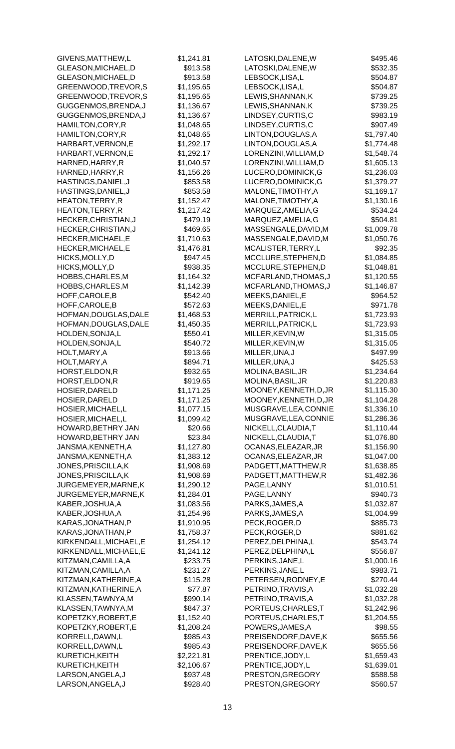| | |
|---|---|
| GIVENS,MATTHEW,L | $1,241.81 |
| GLEASON,MICHAEL,D | $913.58 |
| GLEASON,MICHAEL,D | $913.58 |
| GREENWOOD,TREVOR,S | $1,195.65 |
| GREENWOOD,TREVOR,S | $1,195.65 |
| GUGGENMOS,BRENDA,J | $1,136.67 |
| GUGGENMOS,BRENDA,J | $1,136.67 |
| HAMILTON,CORY,R | $1,048.65 |
| HAMILTON,CORY,R | $1,048.65 |
| HARBART,VERNON,E | $1,292.17 |
| HARBART,VERNON,E | $1,292.17 |
| HARNED,HARRY,R | $1,040.57 |
| HARNED,HARRY,R | $1,156.26 |
| HASTINGS,DANIEL,J | $853.58 |
| HASTINGS,DANIEL,J | $853.58 |
| HEATON,TERRY,R | $1,152.47 |
| HEATON,TERRY,R | $1,217.42 |
| HECKER,CHRISTIAN,J | $479.19 |
| HECKER,CHRISTIAN,J | $469.65 |
| HECKER,MICHAEL,E | $1,710.63 |
| HECKER,MICHAEL,E | $1,476.81 |
| HICKS,MOLLY,D | $947.45 |
| HICKS,MOLLY,D | $938.35 |
| HOBBS,CHARLES,M | $1,164.32 |
| HOBBS,CHARLES,M | $1,142.39 |
| HOFF,CAROLE,B | $542.40 |
| HOFF,CAROLE,B | $572.63 |
| HOFMAN,DOUGLAS,DALE | $1,468.53 |
| HOFMAN,DOUGLAS,DALE | $1,450.35 |
| HOLDEN,SONJA,L | $550.41 |
| HOLDEN,SONJA,L | $540.72 |
| HOLT,MARY,A | $913.66 |
| HOLT,MARY,A | $894.71 |
| HORST,ELDON,R | $932.65 |
| HORST,ELDON,R | $919.65 |
| HOSIER,DARELD | $1,171.25 |
| HOSIER,DARELD | $1,171.25 |
| HOSIER,MICHAEL,L | $1,077.15 |
| HOSIER,MICHAEL,L | $1,099.42 |
| HOWARD,BETHRY JAN | $20.66 |
| HOWARD,BETHRY JAN | $23.84 |
| JANSMA,KENNETH,A | $1,127.80 |
| JANSMA,KENNETH,A | $1,383.12 |
| JONES,PRISCILLA,K | $1,908.69 |
| JONES,PRISCILLA,K | $1,908.69 |
| JURGEMEYER,MARNE,K | $1,290.12 |
| JURGEMEYER,MARNE,K | $1,284.01 |
| KABER,JOSHUA,A | $1,083.56 |
| KABER,JOSHUA,A | $1,254.96 |
| KARAS,JONATHAN,P | $1,910.95 |
| KARAS,JONATHAN,P | $1,758.37 |
| KIRKENDALL,MICHAEL,E | $1,254.12 |
| KIRKENDALL,MICHAEL,E | $1,241.12 |
| KITZMAN,CAMILLA,A | $233.75 |
| KITZMAN,CAMILLA,A | $231.27 |
| KITZMAN,KATHERINE,A | $115.28 |
| KITZMAN,KATHERINE,A | $77.87 |
| KLASSEN,TAWNYA,M | $990.14 |
| KLASSEN,TAWNYA,M | $847.37 |
| KOPETZKY,ROBERT,E | $1,152.40 |
| KOPETZKY,ROBERT,E | $1,208.24 |
| KORRELL,DAWN,L | $985.43 |
| KORRELL,DAWN,L | $985.43 |
| KURETICH,KEITH | $2,221.81 |
| KURETICH,KEITH | $2,106.67 |
| LARSON,ANGELA,J | $937.48 |
| LARSON,ANGELA,J | $928.40 |
| LATOSKI,DALENE,W | $495.46 |
| LATOSKI,DALENE,W | $532.35 |
| LEBSOCK,LISA,L | $504.87 |
| LEBSOCK,LISA,L | $504.87 |
| LEWIS,SHANNAN,K | $739.25 |
| LEWIS,SHANNAN,K | $739.25 |
| LINDSEY,CURTIS,C | $983.19 |
| LINDSEY,CURTIS,C | $907.49 |
| LINTON,DOUGLAS,A | $1,797.40 |
| LINTON,DOUGLAS,A | $1,774.48 |
| LORENZINI,WILLIAM,D | $1,548.74 |
| LORENZINI,WILLIAM,D | $1,605.13 |
| LUCERO,DOMINICK,G | $1,236.03 |
| LUCERO,DOMINICK,G | $1,379.27 |
| MALONE,TIMOTHY,A | $1,169.17 |
| MALONE,TIMOTHY,A | $1,130.16 |
| MARQUEZ,AMELIA,G | $534.24 |
| MARQUEZ,AMELIA,G | $504.81 |
| MASSENGALE,DAVID,M | $1,009.78 |
| MASSENGALE,DAVID,M | $1,050.76 |
| MCALISTER,TERRY,L | $92.35 |
| MCCLURE,STEPHEN,D | $1,084.85 |
| MCCLURE,STEPHEN,D | $1,048.81 |
| MCFARLAND,THOMAS,J | $1,120.55 |
| MCFARLAND,THOMAS,J | $1,146.87 |
| MEEKS,DANIEL,E | $964.52 |
| MEEKS,DANIEL,E | $971.78 |
| MERRILL,PATRICK,L | $1,723.93 |
| MERRILL,PATRICK,L | $1,723.93 |
| MILLER,KEVIN,W | $1,315.05 |
| MILLER,KEVIN,W | $1,315.05 |
| MILLER,UNA,J | $497.99 |
| MILLER,UNA,J | $425.53 |
| MOLINA,BASIL,JR | $1,234.64 |
| MOLINA,BASIL,JR | $1,220.83 |
| MOONEY,KENNETH,D,JR | $1,115.30 |
| MOONEY,KENNETH,D,JR | $1,104.28 |
| MUSGRAVE,LEA,CONNIE | $1,336.10 |
| MUSGRAVE,LEA,CONNIE | $1,286.36 |
| NICKELL,CLAUDIA,T | $1,110.44 |
| NICKELL,CLAUDIA,T | $1,076.80 |
| OCANAS,ELEAZAR,JR | $1,156.90 |
| OCANAS,ELEAZAR,JR | $1,047.00 |
| PADGETT,MATTHEW,R | $1,638.85 |
| PADGETT,MATTHEW,R | $1,482.36 |
| PAGE,LANNY | $1,010.51 |
| PAGE,LANNY | $940.73 |
| PARKS,JAMES,A | $1,032.87 |
| PARKS,JAMES,A | $1,004.99 |
| PECK,ROGER,D | $885.73 |
| PECK,ROGER,D | $881.62 |
| PEREZ,DELPHINA,L | $543.74 |
| PEREZ,DELPHINA,L | $556.87 |
| PERKINS,JANE,L | $1,000.16 |
| PERKINS,JANE,L | $983.71 |
| PETERSEN,RODNEY,E | $270.44 |
| PETRINO,TRAVIS,A | $1,032.28 |
| PETRINO,TRAVIS,A | $1,032.28 |
| PORTEUS,CHARLES,T | $1,242.96 |
| PORTEUS,CHARLES,T | $1,204.55 |
| POWERS,JAMES,A | $98.55 |
| PREISENDORF,DAVE,K | $655.56 |
| PREISENDORF,DAVE,K | $655.56 |
| PRENTICE,JODY,L | $1,659.43 |
| PRENTICE,JODY,L | $1,639.01 |
| PRESTON,GREGORY | $588.58 |
| PRESTON,GREGORY | $560.57 |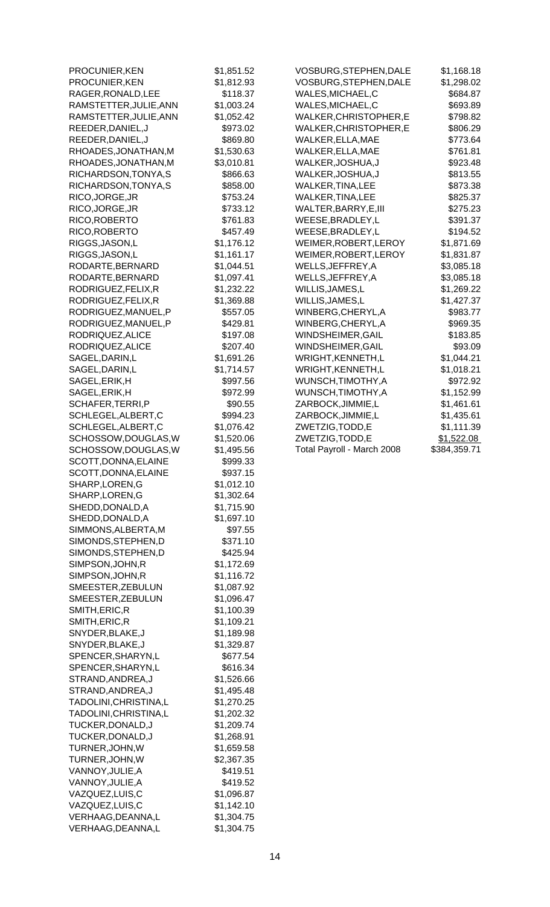| | |
|---|---|
| PROCUNIER,KEN | $1,851.52 |
| PROCUNIER,KEN | $1,812.93 |
| RAGER,RONALD,LEE | $118.37 |
| RAMSTETTER,JULIE,ANN | $1,003.24 |
| RAMSTETTER,JULIE,ANN | $1,052.42 |
| REEDER,DANIEL,J | $973.02 |
| REEDER,DANIEL,J | $869.80 |
| RHOADES,JONATHAN,M | $1,530.63 |
| RHOADES,JONATHAN,M | $3,010.81 |
| RICHARDSON,TONYA,S | $866.63 |
| RICHARDSON,TONYA,S | $858.00 |
| RICO,JORGE,JR | $753.24 |
| RICO,JORGE,JR | $733.12 |
| RICO,ROBERTO | $761.83 |
| RICO,ROBERTO | $457.49 |
| RIGGS,JASON,L | $1,176.12 |
| RIGGS,JASON,L | $1,161.17 |
| RODARTE,BERNARD | $1,044.51 |
| RODARTE,BERNARD | $1,097.41 |
| RODRIGUEZ,FELIX,R | $1,232.22 |
| RODRIGUEZ,FELIX,R | $1,369.88 |
| RODRIGUEZ,MANUEL,P | $557.05 |
| RODRIGUEZ,MANUEL,P | $429.81 |
| RODRIQUEZ,ALICE | $197.08 |
| RODRIQUEZ,ALICE | $207.40 |
| SAGEL,DARIN,L | $1,691.26 |
| SAGEL,DARIN,L | $1,714.57 |
| SAGEL,ERIK,H | $997.56 |
| SAGEL,ERIK,H | $972.99 |
| SCHAFER,TERRI,P | $90.55 |
| SCHLEGEL,ALBERT,C | $994.23 |
| SCHLEGEL,ALBERT,C | $1,076.42 |
| SCHOSSOW,DOUGLAS,W | $1,520.06 |
| SCHOSSOW,DOUGLAS,W | $1,495.56 |
| SCOTT,DONNA,ELAINE | $999.33 |
| SCOTT,DONNA,ELAINE | $937.15 |
| SHARP,LOREN,G | $1,012.10 |
| SHARP,LOREN,G | $1,302.64 |
| SHEDD,DONALD,A | $1,715.90 |
| SHEDD,DONALD,A | $1,697.10 |
| SIMMONS,ALBERTA,M | $97.55 |
| SIMONDS,STEPHEN,D | $371.10 |
| SIMONDS,STEPHEN,D | $425.94 |
| SIMPSON,JOHN,R | $1,172.69 |
| SIMPSON,JOHN,R | $1,116.72 |
| SMEESTER,ZEBULUN | $1,087.92 |
| SMEESTER,ZEBULUN | $1,096.47 |
| SMITH,ERIC,R | $1,100.39 |
| SMITH,ERIC,R | $1,109.21 |
| SNYDER,BLAKE,J | $1,189.98 |
| SNYDER,BLAKE,J | $1,329.87 |
| SPENCER,SHARYN,L | $677.54 |
| SPENCER,SHARYN,L | $616.34 |
| STRAND,ANDREA,J | $1,526.66 |
| STRAND,ANDREA,J | $1,495.48 |
| TADOLINI,CHRISTINA,L | $1,270.25 |
| TADOLINI,CHRISTINA,L | $1,202.32 |
| TUCKER,DONALD,J | $1,209.74 |
| TUCKER,DONALD,J | $1,268.91 |
| TURNER,JOHN,W | $1,659.58 |
| TURNER,JOHN,W | $2,367.35 |
| VANNOY,JULIE,A | $419.51 |
| VANNOY,JULIE,A | $419.52 |
| VAZQUEZ,LUIS,C | $1,096.87 |
| VAZQUEZ,LUIS,C | $1,142.10 |
| VERHAAG,DEANNA,L | $1,304.75 |
| VERHAAG,DEANNA,L | $1,304.75 |
| VOSBURG,STEPHEN,DALE | $1,168.18 |
| VOSBURG,STEPHEN,DALE | $1,298.02 |
| WALES,MICHAEL,C | $684.87 |
| WALES,MICHAEL,C | $693.89 |
| WALKER,CHRISTOPHER,E | $798.82 |
| WALKER,CHRISTOPHER,E | $806.29 |
| WALKER,ELLA,MAE | $773.64 |
| WALKER,ELLA,MAE | $761.81 |
| WALKER,JOSHUA,J | $923.48 |
| WALKER,JOSHUA,J | $813.55 |
| WALKER,TINA,LEE | $873.38 |
| WALKER,TINA,LEE | $825.37 |
| WALTER,BARRY,E,III | $275.23 |
| WEESE,BRADLEY,L | $391.37 |
| WEESE,BRADLEY,L | $194.52 |
| WEIMER,ROBERT,LEROY | $1,871.69 |
| WEIMER,ROBERT,LEROY | $1,831.87 |
| WELLS,JEFFREY,A | $3,085.18 |
| WELLS,JEFFREY,A | $3,085.18 |
| WILLIS,JAMES,L | $1,269.22 |
| WILLIS,JAMES,L | $1,427.37 |
| WINBERG,CHERYL,A | $983.77 |
| WINBERG,CHERYL,A | $969.35 |
| WINDSHEIMER,GAIL | $183.85 |
| WINDSHEIMER,GAIL | $93.09 |
| WRIGHT,KENNETH,L | $1,044.21 |
| WRIGHT,KENNETH,L | $1,018.21 |
| WUNSCH,TIMOTHY,A | $972.92 |
| WUNSCH,TIMOTHY,A | $1,152.99 |
| ZARBOCK,JIMMIE,L | $1,461.61 |
| ZARBOCK,JIMMIE,L | $1,435.61 |
| ZWETZIG,TODD,E | $1,111.39 |
| ZWETZIG,TODD,E | $1,522.08 |
| Total Payroll - March 2008 | $384,359.71 |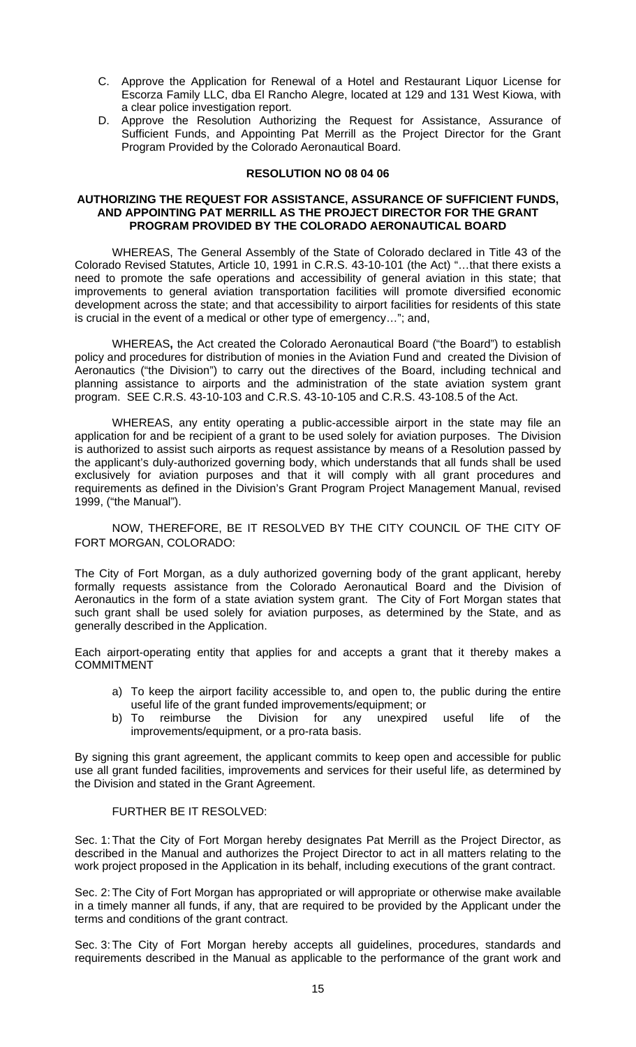C. Approve the Application for Renewal of a Hotel and Restaurant Liquor License for Escorza Family LLC, dba El Rancho Alegre, located at 129 and 131 West Kiowa, with a clear police investigation report.
D. Approve the Resolution Authorizing the Request for Assistance, Assurance of Sufficient Funds, and Appointing Pat Merrill as the Project Director for the Grant Program Provided by the Colorado Aeronautical Board.

**RESOLUTION NO 08 04 06**

**AUTHORIZING THE REQUEST FOR ASSISTANCE, ASSURANCE OF SUFFICIENT FUNDS, AND APPOINTING PAT MERRILL AS THE PROJECT DIRECTOR FOR THE GRANT PROGRAM PROVIDED BY THE COLORADO AERONAUTICAL BOARD**

WHEREAS, The General Assembly of the State of Colorado declared in Title 43 of the Colorado Revised Statutes, Article 10, 1991 in C.R.S. 43-10-101 (the Act) "…that there exists a need to promote the safe operations and accessibility of general aviation in this state; that improvements to general aviation transportation facilities will promote diversified economic development across the state; and that accessibility to airport facilities for residents of this state is crucial in the event of a medical or other type of emergency…"; and,

WHEREAS**,** the Act created the Colorado Aeronautical Board ("the Board") to establish policy and procedures for distribution of monies in the Aviation Fund and created the Division of Aeronautics ("the Division") to carry out the directives of the Board, including technical and planning assistance to airports and the administration of the state aviation system grant program. SEE C.R.S. 43-10-103 and C.R.S. 43-10-105 and C.R.S. 43-108.5 of the Act.

WHEREAS, any entity operating a public-accessible airport in the state may file an application for and be recipient of a grant to be used solely for aviation purposes. The Division is authorized to assist such airports as request assistance by means of a Resolution passed by the applicant's duly-authorized governing body, which understands that all funds shall be used exclusively for aviation purposes and that it will comply with all grant procedures and requirements as defined in the Division's Grant Program Project Management Manual, revised 1999, ("the Manual").

NOW, THEREFORE, BE IT RESOLVED BY THE CITY COUNCIL OF THE CITY OF FORT MORGAN, COLORADO:

The City of Fort Morgan, as a duly authorized governing body of the grant applicant, hereby formally requests assistance from the Colorado Aeronautical Board and the Division of Aeronautics in the form of a state aviation system grant. The City of Fort Morgan states that such grant shall be used solely for aviation purposes, as determined by the State, and as generally described in the Application.

Each airport-operating entity that applies for and accepts a grant that it thereby makes a COMMITMENT

a) To keep the airport facility accessible to, and open to, the public during the entire useful life of the grant funded improvements/equipment; or
b) To reimburse the Division for any unexpired useful life of the improvements/equipment, or a pro-rata basis.

By signing this grant agreement, the applicant commits to keep open and accessible for public use all grant funded facilities, improvements and services for their useful life, as determined by the Division and stated in the Grant Agreement.

FURTHER BE IT RESOLVED:

Sec. 1: That the City of Fort Morgan hereby designates Pat Merrill as the Project Director, as described in the Manual and authorizes the Project Director to act in all matters relating to the work project proposed in the Application in its behalf, including executions of the grant contract.

Sec. 2: The City of Fort Morgan has appropriated or will appropriate or otherwise make available in a timely manner all funds, if any, that are required to be provided by the Applicant under the terms and conditions of the grant contract.

Sec. 3: The City of Fort Morgan hereby accepts all guidelines, procedures, standards and requirements described in the Manual as applicable to the performance of the grant work and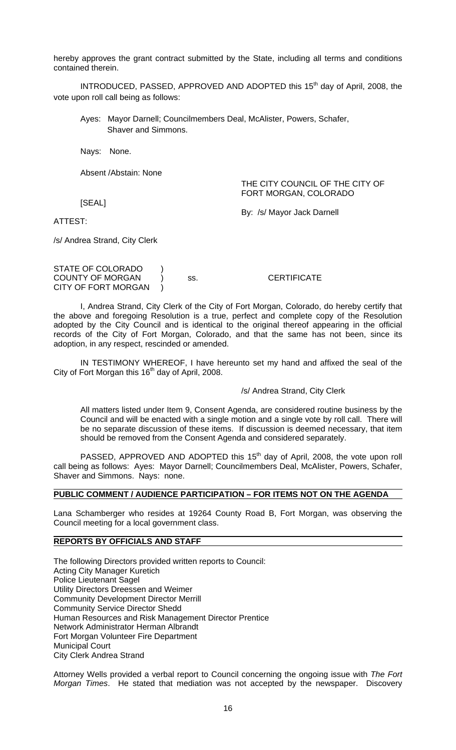hereby approves the grant contract submitted by the State, including all terms and conditions contained therein.

INTRODUCED, PASSED, APPROVED AND ADOPTED this 15th day of April, 2008, the vote upon roll call being as follows:

Ayes: Mayor Darnell; Councilmembers Deal, McAlister, Powers, Schafer, Shaver and Simmons.

Nays: None.

Absent /Abstain: None

THE CITY COUNCIL OF THE CITY OF FORT MORGAN, COLORADO

[SEAL]

By: /s/ Mayor Jack Darnell

ATTEST:

/s/ Andrea Strand, City Clerk

STATE OF COLORADO )
COUNTY OF MORGAN ) ss. CERTIFICATE
CITY OF FORT MORGAN )

I, Andrea Strand, City Clerk of the City of Fort Morgan, Colorado, do hereby certify that the above and foregoing Resolution is a true, perfect and complete copy of the Resolution adopted by the City Council and is identical to the original thereof appearing in the official records of the City of Fort Morgan, Colorado, and that the same has not been, since its adoption, in any respect, rescinded or amended.

IN TESTIMONY WHEREOF, I have hereunto set my hand and affixed the seal of the City of Fort Morgan this 16th day of April, 2008.

/s/ Andrea Strand, City Clerk

All matters listed under Item 9, Consent Agenda, are considered routine business by the Council and will be enacted with a single motion and a single vote by roll call. There will be no separate discussion of these items. If discussion is deemed necessary, that item should be removed from the Consent Agenda and considered separately.

PASSED, APPROVED AND ADOPTED this 15th day of April, 2008, the vote upon roll call being as follows: Ayes: Mayor Darnell; Councilmembers Deal, McAlister, Powers, Schafer, Shaver and Simmons. Nays: none.

## PUBLIC COMMENT / AUDIENCE PARTICIPATION – FOR ITEMS NOT ON THE AGENDA

Lana Schamberger who resides at 19264 County Road B, Fort Morgan, was observing the Council meeting for a local government class.

## REPORTS BY OFFICIALS AND STAFF

The following Directors provided written reports to Council:
Acting City Manager Kuretich
Police Lieutenant Sagel
Utility Directors Dreessen and Weimer
Community Development Director Merrill
Community Service Director Shedd
Human Resources and Risk Management Director Prentice
Network Administrator Herman Albrandt
Fort Morgan Volunteer Fire Department
Municipal Court
City Clerk Andrea Strand

Attorney Wells provided a verbal report to Council concerning the ongoing issue with *The Fort Morgan Times*. He stated that mediation was not accepted by the newspaper. Discovery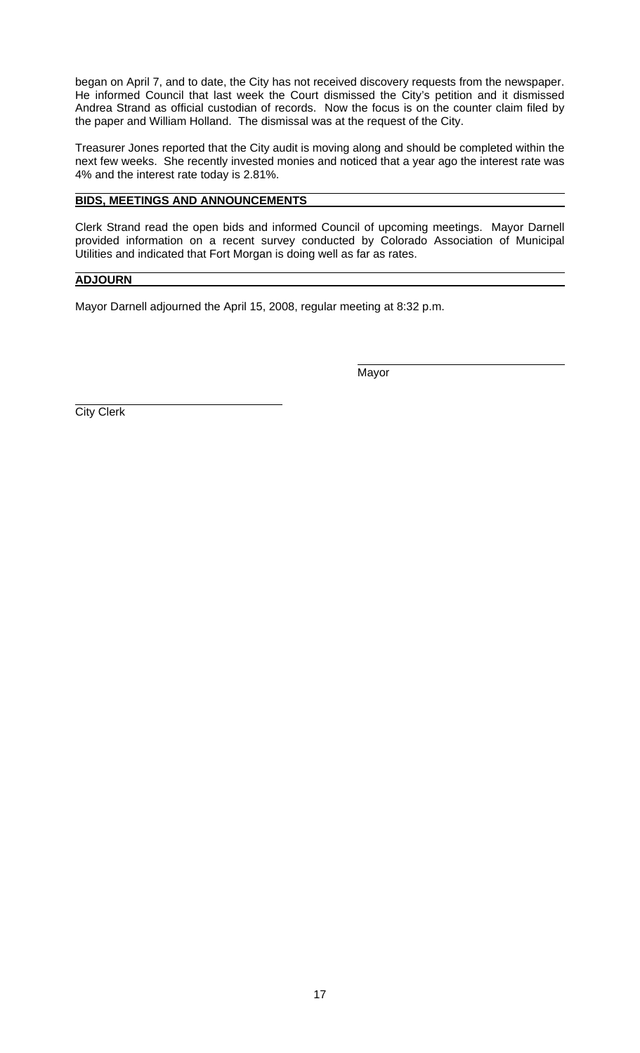began on April 7, and to date, the City has not received discovery requests from the newspaper. He informed Council that last week the Court dismissed the City's petition and it dismissed Andrea Strand as official custodian of records. Now the focus is on the counter claim filed by the paper and William Holland. The dismissal was at the request of the City.

Treasurer Jones reported that the City audit is moving along and should be completed within the next few weeks. She recently invested monies and noticed that a year ago the interest rate was 4% and the interest rate today is 2.81%.

**BIDS, MEETINGS AND ANNOUNCEMENTS**

Clerk Strand read the open bids and informed Council of upcoming meetings. Mayor Darnell provided information on a recent survey conducted by Colorado Association of Municipal Utilities and indicated that Fort Morgan is doing well as far as rates.

**ADJOURN**

Mayor Darnell adjourned the April 15, 2008, regular meeting at 8:32 p.m.

Mayor

City Clerk